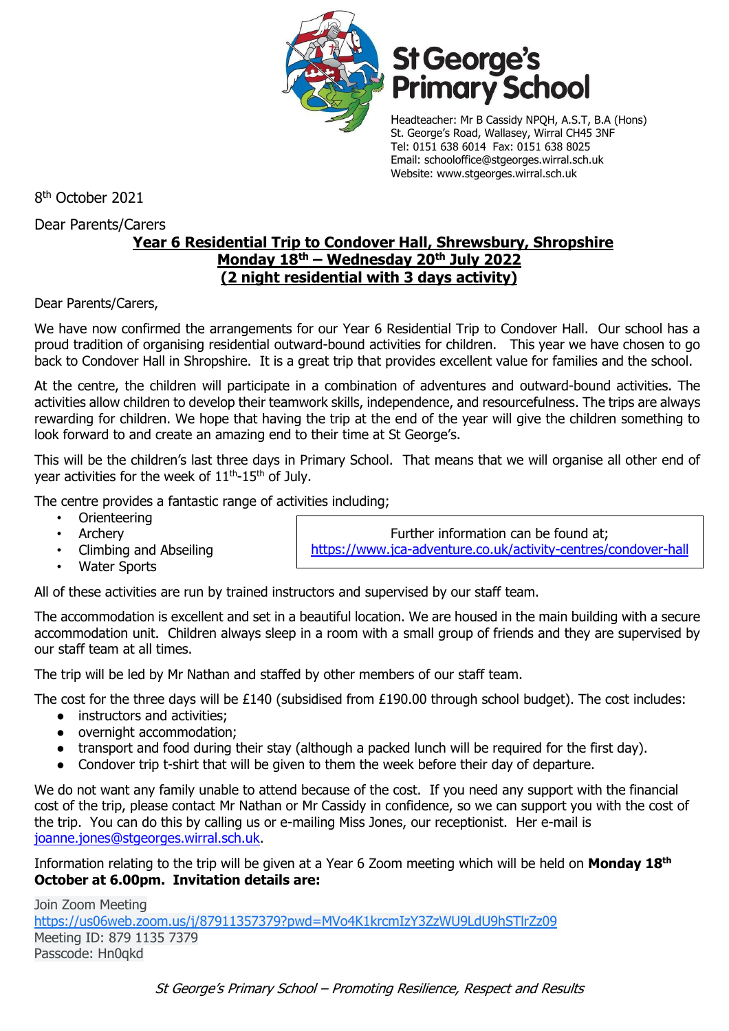# St George's Primary School

Headteacher: Mr B Cassidy NPQH, A.S.T, B.A (Hons)
St. George's Road, Wallasey, Wirral CH45 3NF
Tel: 0151 638 6014 Fax: 0151 638 8025
Email: schooloffice@stgeorges.wirral.sch.uk
Website: www.stgeorges.wirral.sch.uk

8th October 2021

Dear Parents/Carers

**Year 6 Residential Trip to Condover Hall, Shrewsbury, Shropshire**
**Monday 18th – Wednesday 20th July 2022**
**(2 night residential with 3 days activity)**

Dear Parents/Carers,

We have now confirmed the arrangements for our Year 6 Residential Trip to Condover Hall. Our school has a proud tradition of organising residential outward-bound activities for children. This year we have chosen to go back to Condover Hall in Shropshire. It is a great trip that provides excellent value for families and the school.

At the centre, the children will participate in a combination of adventures and outward-bound activities. The activities allow children to develop their teamwork skills, independence, and resourcefulness. The trips are always rewarding for children. We hope that having the trip at the end of the year will give the children something to look forward to and create an amazing end to their time at St George's.

This will be the children's last three days in Primary School. That means that we will organise all other end of year activities for the week of 11th-15th of July.

The centre provides a fantastic range of activities including;

- Orienteering
- Archery
- Climbing and Abseiling
- Water Sports

Further information can be found at;
https://www.jca-adventure.co.uk/activity-centres/condover-hall

All of these activities are run by trained instructors and supervised by our staff team.

The accommodation is excellent and set in a beautiful location. We are housed in the main building with a secure accommodation unit. Children always sleep in a room with a small group of friends and they are supervised by our staff team at all times.

The trip will be led by Mr Nathan and staffed by other members of our staff team.

The cost for the three days will be £140 (subsidised from £190.00 through school budget). The cost includes:

- instructors and activities;
- overnight accommodation;
- transport and food during their stay (although a packed lunch will be required for the first day).
- Condover trip t-shirt that will be given to them the week before their day of departure.

We do not want any family unable to attend because of the cost. If you need any support with the financial cost of the trip, please contact Mr Nathan or Mr Cassidy in confidence, so we can support you with the cost of the trip. You can do this by calling us or e-mailing Miss Jones, our receptionist. Her e-mail is joanne.jones@stgeorges.wirral.sch.uk.

Information relating to the trip will be given at a Year 6 Zoom meeting which will be held on **Monday 18th October at 6.00pm. Invitation details are:**

Join Zoom Meeting
https://us06web.zoom.us/j/87911357379?pwd=MVo4K1krcmIzY3ZzWU9LdU9hSTlrZz09
Meeting ID: 879 1135 7379
Passcode: Hn0qkd

*St George's Primary School – Promoting Resilience, Respect and Results*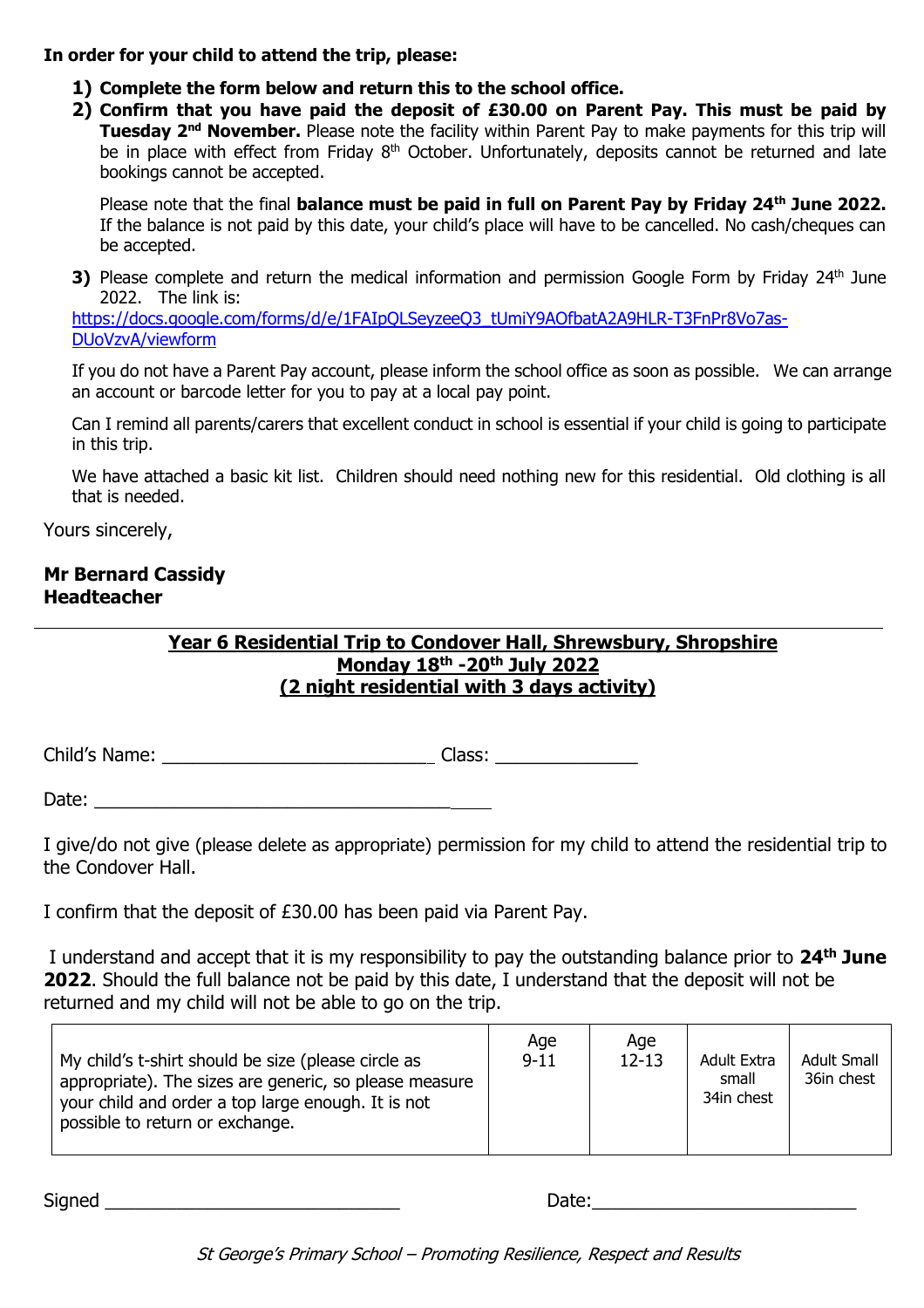**In order for your child to attend the trip, please:**

1) **Complete the form below and return this to the school office.**
2) **Confirm that you have paid the deposit of £30.00 on Parent Pay. This must be paid by Tuesday 2nd November.** Please note the facility within Parent Pay to make payments for this trip will be in place with effect from Friday 8th October. Unfortunately, deposits cannot be returned and late bookings cannot be accepted.

   Please note that the final **balance must be paid in full on Parent Pay by Friday 24th June 2022.** If the balance is not paid by this date, your child's place will have to be cancelled. No cash/cheques can be accepted.

3) Please complete and return the medical information and permission Google Form by Friday 24th June 2022. The link is: https://docs.google.com/forms/d/e/1FAIpQLSeyzeeQ3_tUmiY9AOfbatA2A9HLR-T3FnPr8Vo7as-DUoVzvA/viewform

   If you do not have a Parent Pay account, please inform the school office as soon as possible. We can arrange an account or barcode letter for you to pay at a local pay point.

   Can I remind all parents/carers that excellent conduct in school is essential if your child is going to participate in this trip.

   We have attached a basic kit list. Children should need nothing new for this residential. Old clothing is all that is needed.

Yours sincerely,

**Mr Bernard Cassidy**
**Headteacher**

---

**<u>Year 6 Residential Trip to Condover Hall, Shrewsbury, Shropshire</u>**
**<u>Monday 18th -20th July 2022</u>**
**<u>(2 night residential with 3 days activity)</u>**

Child's Name: ___________________________ Class: ______________

Date: ________________________________________

I give/do not give (please delete as appropriate) permission for my child to attend the residential trip to the Condover Hall.

I confirm that the deposit of £30.00 has been paid via Parent Pay.

I understand and accept that it is my responsibility to pay the outstanding balance prior to **24th June 2022**. Should the full balance not be paid by this date, I understand that the deposit will not be returned and my child will not be able to go on the trip.

| My child's t-shirt should be size (please circle as appropriate). The sizes are generic, so please measure your child and order a top large enough. It is not possible to return or exchange. | Age 9-11 | Age 12-13 | Adult Extra small 34in chest | Adult Small 36in chest |
|---|---|---|---|---|

Signed _____________________________ Date:__________________________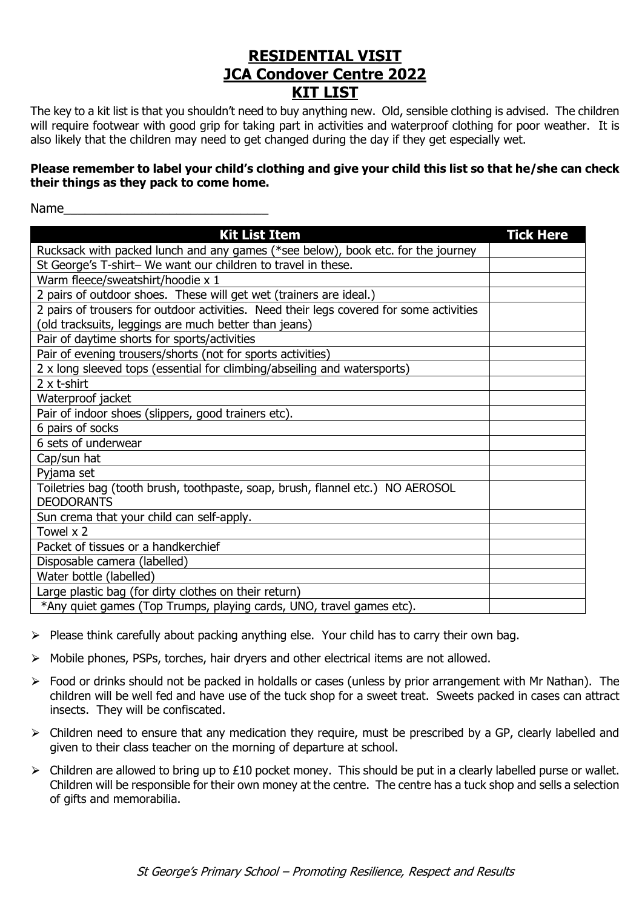# RESIDENTIAL VISIT
# JCA Condover Centre 2022
# KIT LIST

The key to a kit list is that you shouldn't need to buy anything new. Old, sensible clothing is advised. The children will require footwear with good grip for taking part in activities and waterproof clothing for poor weather. It is also likely that the children may need to get changed during the day if they get especially wet.

**Please remember to label your child's clothing and give your child this list so that he/she can check their things as they pack to come home.**

Name______________________________

| Kit List Item | Tick Here |
|---|---|
| Rucksack with packed lunch and any games (*see below), book etc. for the journey | |
| St George's T-shirt– We want our children to travel in these. | |
| Warm fleece/sweatshirt/hoodie x 1 | |
| 2 pairs of outdoor shoes. These will get wet (trainers are ideal.) | |
| 2 pairs of trousers for outdoor activities. Need their legs covered for some activities (old tracksuits, leggings are much better than jeans) | |
| Pair of daytime shorts for sports/activities | |
| Pair of evening trousers/shorts (not for sports activities) | |
| 2 x long sleeved tops (essential for climbing/abseiling and watersports) | |
| 2 x t-shirt | |
| Waterproof jacket | |
| Pair of indoor shoes (slippers, good trainers etc). | |
| 6 pairs of socks | |
| 6 sets of underwear | |
| Cap/sun hat | |
| Pyjama set | |
| Toiletries bag (tooth brush, toothpaste, soap, brush, flannel etc.) NO AEROSOL DEODORANTS | |
| Sun crema that your child can self-apply. | |
| Towel x 2 | |
| Packet of tissues or a handkerchief | |
| Disposable camera (labelled) | |
| Water bottle (labelled) | |
| Large plastic bag (for dirty clothes on their return) | |
| *Any quiet games (Top Trumps, playing cards, UNO, travel games etc). | |

- Please think carefully about packing anything else. Your child has to carry their own bag.
- Mobile phones, PSPs, torches, hair dryers and other electrical items are not allowed.
- Food or drinks should not be packed in holdalls or cases (unless by prior arrangement with Mr Nathan). The children will be well fed and have use of the tuck shop for a sweet treat. Sweets packed in cases can attract insects. They will be confiscated.
- Children need to ensure that any medication they require, must be prescribed by a GP, clearly labelled and given to their class teacher on the morning of departure at school.
- Children are allowed to bring up to £10 pocket money. This should be put in a clearly labelled purse or wallet. Children will be responsible for their own money at the centre. The centre has a tuck shop and sells a selection of gifts and memorabilia.

*St George's Primary School – Promoting Resilience, Respect and Results*